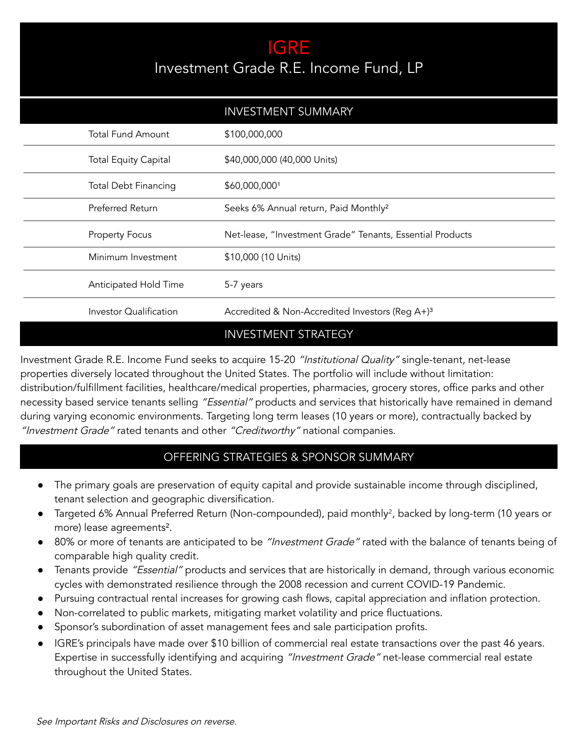# IGRE

## Investment Grade R.E. Income Fund, LP

## INVESTMENT SUMMARY

| | |
|---|---|
| Total Fund Amount | $100,000,000 |
| Total Equity Capital | $40,000,000 (40,000 Units) |
| Total Debt Financing | $60,000,000[1] |
| Preferred Return | Seeks 6% Annual return, Paid Monthly[2] |
| Property Focus | Net-lease, "Investment Grade" Tenants, Essential Products |
| Minimum Investment | $10,000 (10 Units) |
| Anticipated Hold Time | 5-7 years |
| Investor Qualification | Accredited & Non-Accredited Investors (Reg A+)[3] |

## INVESTMENT STRATEGY

Investment Grade R.E. Income Fund seeks to acquire 15-20 *"Institutional Quality"* single-tenant, net-lease properties diversely located throughout the United States. The portfolio will include without limitation: distribution/fulfillment facilities, healthcare/medical properties, pharmacies, grocery stores, office parks and other necessity based service tenants selling *"Essential"* products and services that historically have remained in demand during varying economic environments. Targeting long term leases (10 years or more), contractually backed by *"Investment Grade"* rated tenants and other *"Creditworthy"* national companies.

## OFFERING STRATEGIES & SPONSOR SUMMARY

- The primary goals are preservation of equity capital and provide sustainable income through disciplined, tenant selection and geographic diversification.
- Targeted 6% Annual Preferred Return (Non-compounded), paid monthly[2], backed by long-term (10 years or more) lease agreements[2].
- 80% or more of tenants are anticipated to be *"Investment Grade"* rated with the balance of tenants being of comparable high quality credit.
- Tenants provide *"Essential"* products and services that are historically in demand, through various economic cycles with demonstrated resilience through the 2008 recession and current COVID-19 Pandemic.
- Pursuing contractual rental increases for growing cash flows, capital appreciation and inflation protection.
- Non-correlated to public markets, mitigating market volatility and price fluctuations.
- Sponsor's subordination of asset management fees and sale participation profits.
- IGRE's principals have made over $10 billion of commercial real estate transactions over the past 46 years. Expertise in successfully identifying and acquiring *"Investment Grade"* net-lease commercial real estate throughout the United States.

*See Important Risks and Disclosures on reverse.*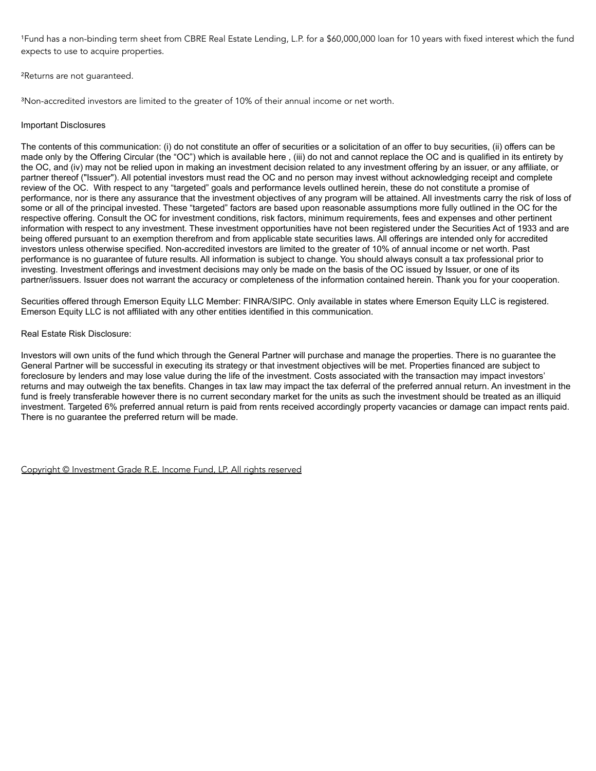[1]Fund has a non-binding term sheet from CBRE Real Estate Lending, L.P. for a $60,000,000 loan for 10 years with fixed interest which the fund expects to use to acquire properties.

[2]Returns are not guaranteed.

[3]Non-accredited investors are limited to the greater of 10% of their annual income or net worth.

Important Disclosures

The contents of this communication: (i) do not constitute an offer of securities or a solicitation of an offer to buy securities, (ii) offers can be made only by the Offering Circular (the "OC") which is available here , (iii) do not and cannot replace the OC and is qualified in its entirety by the OC, and (iv) may not be relied upon in making an investment decision related to any investment offering by an issuer, or any affiliate, or partner thereof ("Issuer"). All potential investors must read the OC and no person may invest without acknowledging receipt and complete review of the OC. With respect to any "targeted" goals and performance levels outlined herein, these do not constitute a promise of performance, nor is there any assurance that the investment objectives of any program will be attained. All investments carry the risk of loss of some or all of the principal invested. These "targeted" factors are based upon reasonable assumptions more fully outlined in the OC for the respective offering. Consult the OC for investment conditions, risk factors, minimum requirements, fees and expenses and other pertinent information with respect to any investment. These investment opportunities have not been registered under the Securities Act of 1933 and are being offered pursuant to an exemption therefrom and from applicable state securities laws. All offerings are intended only for accredited investors unless otherwise specified. Non-accredited investors are limited to the greater of 10% of annual income or net worth. Past performance is no guarantee of future results. All information is subject to change. You should always consult a tax professional prior to investing. Investment offerings and investment decisions may only be made on the basis of the OC issued by Issuer, or one of its partner/issuers. Issuer does not warrant the accuracy or completeness of the information contained herein. Thank you for your cooperation.

Securities offered through Emerson Equity LLC Member: FINRA/SIPC. Only available in states where Emerson Equity LLC is registered. Emerson Equity LLC is not affiliated with any other entities identified in this communication.

Real Estate Risk Disclosure:

Investors will own units of the fund which through the General Partner will purchase and manage the properties. There is no guarantee the General Partner will be successful in executing its strategy or that investment objectives will be met. Properties financed are subject to foreclosure by lenders and may lose value during the life of the investment. Costs associated with the transaction may impact investors' returns and may outweigh the tax benefits. Changes in tax law may impact the tax deferral of the preferred annual return. An investment in the fund is freely transferable however there is no current secondary market for the units as such the investment should be treated as an illiquid investment. Targeted 6% preferred annual return is paid from rents received accordingly property vacancies or damage can impact rents paid. There is no guarantee the preferred return will be made.

Copyright © Investment Grade R.E. Income Fund, LP. All rights reserved